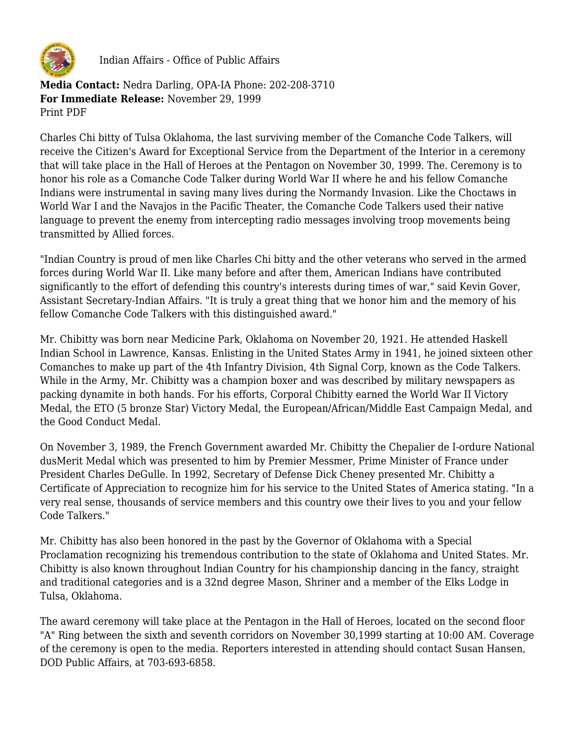Indian Affairs - Office of Public Affairs

**Media Contact:** Nedra Darling, OPA-IA Phone: 202-208-3710
**For Immediate Release:** November 29, 1999
Print PDF

Charles Chi bitty of Tulsa Oklahoma, the last surviving member of the Comanche Code Talkers, will receive the Citizen's Award for Exceptional Service from the Department of the Interior in a ceremony that will take place in the Hall of Heroes at the Pentagon on November 30, 1999. The. Ceremony is to honor his role as a Comanche Code Talker during World War II where he and his fellow Comanche Indians were instrumental in saving many lives during the Normandy Invasion. Like the Choctaws in World War I and the Navajos in the Pacific Theater, the Comanche Code Talkers used their native language to prevent the enemy from intercepting radio messages involving troop movements being transmitted by Allied forces.

"Indian Country is proud of men like Charles Chi bitty and the other veterans who served in the armed forces during World War II. Like many before and after them, American Indians have contributed significantly to the effort of defending this country's interests during times of war," said Kevin Gover, Assistant Secretary-Indian Affairs. "It is truly a great thing that we honor him and the memory of his fellow Comanche Code Talkers with this distinguished award."

Mr. Chibitty was born near Medicine Park, Oklahoma on November 20, 1921. He attended Haskell Indian School in Lawrence, Kansas. Enlisting in the United States Army in 1941, he joined sixteen other Comanches to make up part of the 4th Infantry Division, 4th Signal Corp, known as the Code Talkers. While in the Army, Mr. Chibitty was a champion boxer and was described by military newspapers as packing dynamite in both hands. For his efforts, Corporal Chibitty earned the World War II Victory Medal, the ETO (5 bronze Star) Victory Medal, the European/African/Middle East Campaign Medal, and the Good Conduct Medal.

On November 3, 1989, the French Government awarded Mr. Chibitty the Chepalier de I-ordure National dusMerit Medal which was presented to him by Premier Messmer, Prime Minister of France under President Charles DeGulle. In 1992, Secretary of Defense Dick Cheney presented Mr. Chibitty a Certificate of Appreciation to recognize him for his service to the United States of America stating. "In a very real sense, thousands of service members and this country owe their lives to you and your fellow Code Talkers."

Mr. Chibitty has also been honored in the past by the Governor of Oklahoma with a Special Proclamation recognizing his tremendous contribution to the state of Oklahoma and United States. Mr. Chibitty is also known throughout Indian Country for his championship dancing in the fancy, straight and traditional categories and is a 32nd degree Mason, Shriner and a member of the Elks Lodge in Tulsa, Oklahoma.

The award ceremony will take place at the Pentagon in the Hall of Heroes, located on the second floor "A" Ring between the sixth and seventh corridors on November 30,1999 starting at 10:00 AM. Coverage of the ceremony is open to the media. Reporters interested in attending should contact Susan Hansen, DOD Public Affairs, at 703-693-6858.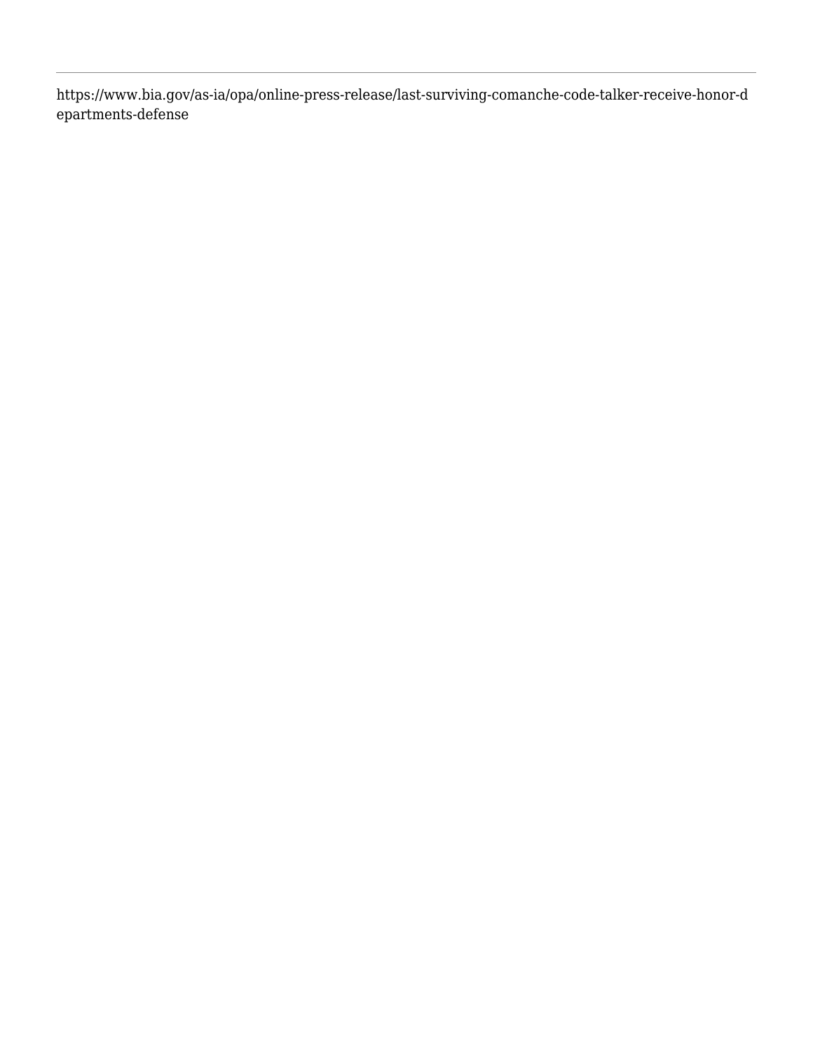https://www.bia.gov/as-ia/opa/online-press-release/last-surviving-comanche-code-talker-receive-honor-departments-defense